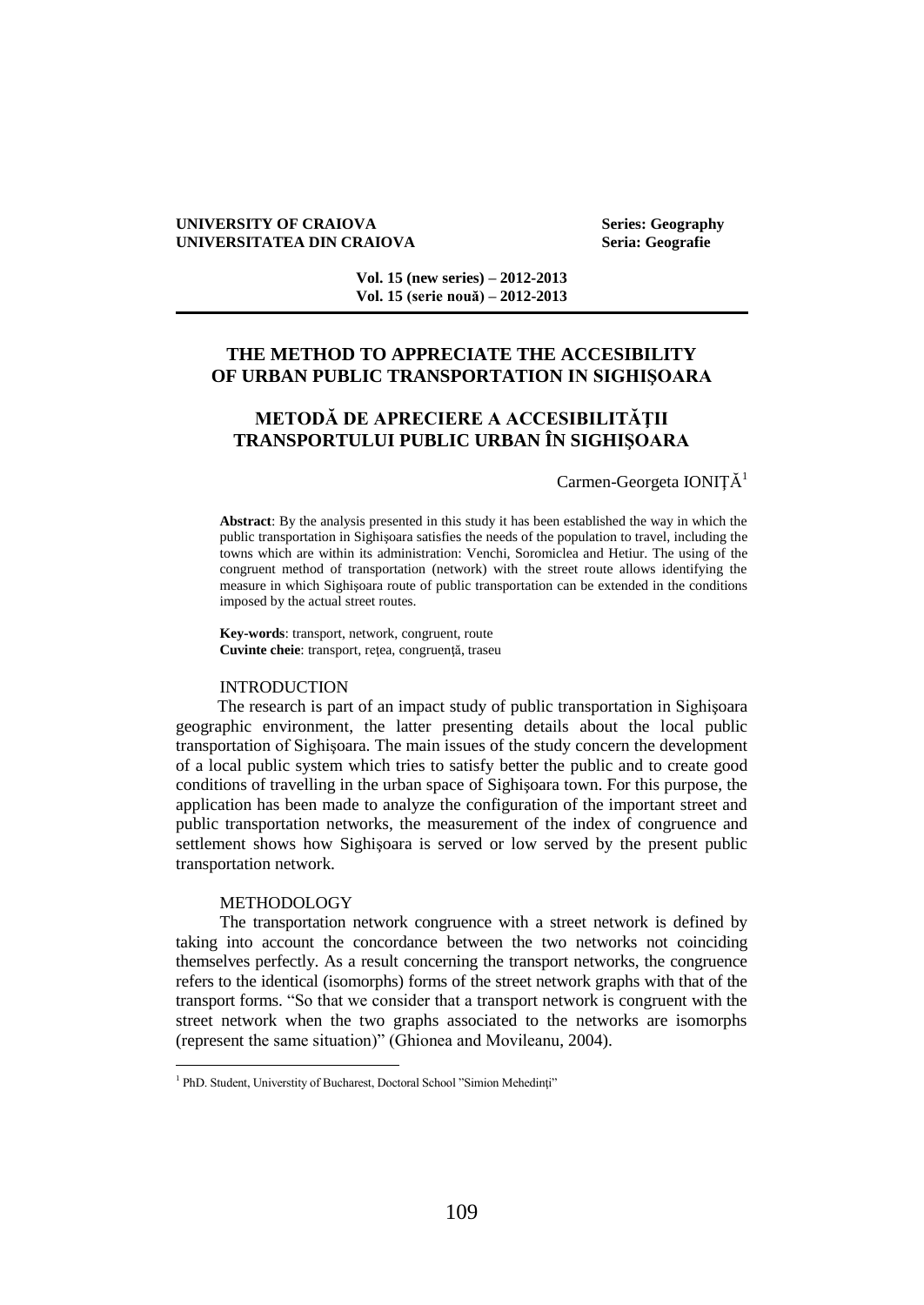**UNIVERSITY OF CRAIOVA** **Series: Geography**
**UNIVERSITATEA DIN CRAIOVA** **Seria: Geografie**

**Vol. 15 (new series) – 2012-2013**
**Vol. 15 (serie nouă) – 2012-2013**

# THE METHOD TO APPRECIATE THE ACCESIBILITY OF URBAN PUBLIC TRANSPORTATION IN SIGHIŞOARA

# METODĂ DE APRECIERE A ACCESIBILITĂȚII TRANSPORTULUI PUBLIC URBAN ÎN SIGHIȘOARA

Carmen-Georgeta IONIȚĂ[1]

**Abstract**: By the analysis presented in this study it has been established the way in which the public transportation in Sighişoara satisfies the needs of the population to travel, including the towns which are within its administration: Venchi, Soromiclea and Hetiur. The using of the congruent method of transportation (network) with the street route allows identifying the measure in which Sighişoara route of public transportation can be extended in the conditions imposed by the actual street routes.

**Key-words**: transport, network, congruent, route
**Cuvinte cheie**: transport, rețea, congruenţă, traseu

## INTRODUCTION

The research is part of an impact study of public transportation in Sighişoara geographic environment, the latter presenting details about the local public transportation of Sighişoara. The main issues of the study concern the development of a local public system which tries to satisfy better the public and to create good conditions of travelling in the urban space of Sighişoara town. For this purpose, the application has been made to analyze the configuration of the important street and public transportation networks, the measurement of the index of congruence and settlement shows how Sighişoara is served or low served by the present public transportation network.

## METHODOLOGY

The transportation network congruence with a street network is defined by taking into account the concordance between the two networks not coinciding themselves perfectly. As a result concerning the transport networks, the congruence refers to the identical (isomorphs) forms of the street network graphs with that of the transport forms. "So that we consider that a transport network is congruent with the street network when the two graphs associated to the networks are isomorphs (represent the same situation)" (Ghionea and Movileanu, 2004).

[1] PhD. Student, Universtity of Bucharest, Doctoral School "Simion Mehedinţi"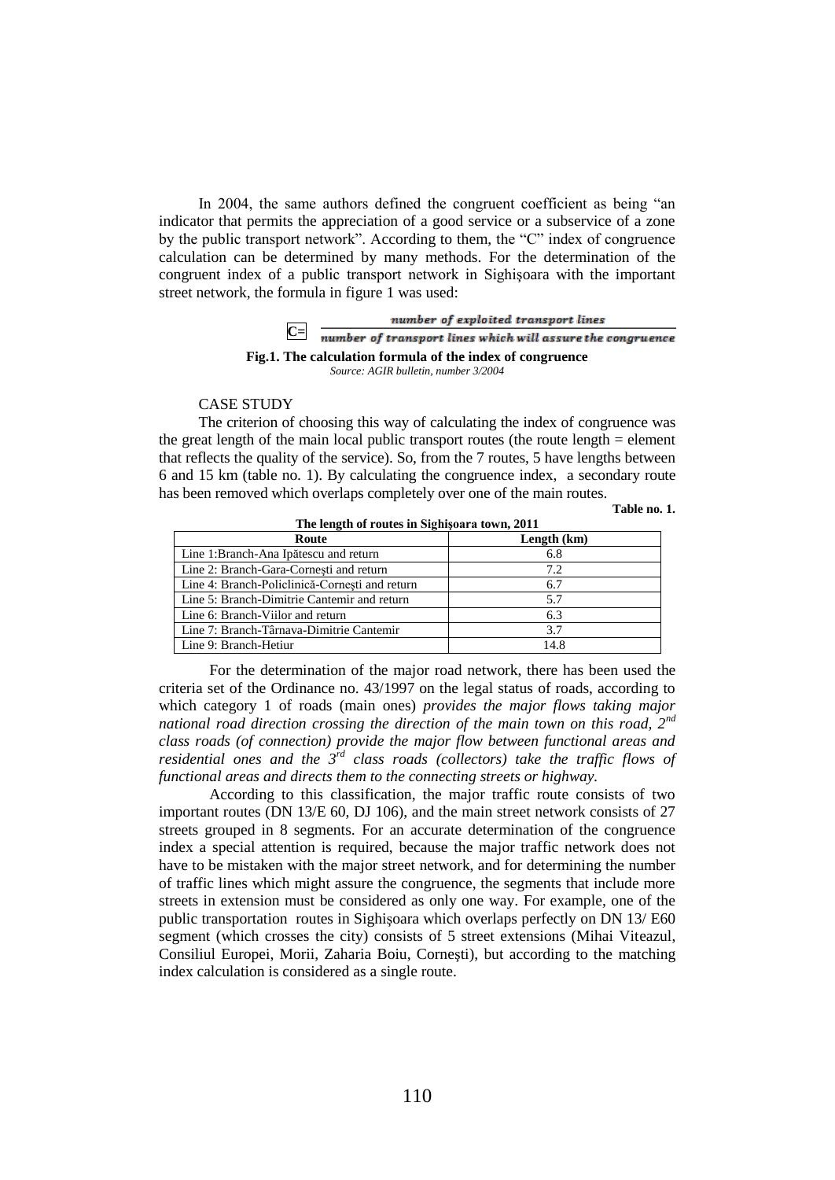In 2004, the same authors defined the congruent coefficient as being "an indicator that permits the appreciation of a good service or a subservice of a zone by the public transport network". According to them, the "C" index of congruence calculation can be determined by many methods. For the determination of the congruent index of a public transport network in Sighişoara with the important street network, the formula in figure 1 was used:

$$C = \frac{\text{number of exploited transport lines}}{\text{number of transport lines which will assure the congruence}}$$

**Fig.1. The calculation formula of the index of congruence**

*Source: AGIR bulletin, number 3/2004*

CASE STUDY

The criterion of choosing this way of calculating the index of congruence was the great length of the main local public transport routes (the route length = element that reflects the quality of the service). So, from the 7 routes, 5 have lengths between 6 and 15 km (table no. 1). By calculating the congruence index, a secondary route has been removed which overlaps completely over one of the main routes.

**Table no. 1.**

**The length of routes in Sighişoara town, 2011**

| Route | Length (km) |
|---|---|
| Line 1:Branch-Ana Ipătescu and return | 6.8 |
| Line 2: Branch-Gara-Corneşti and return | 7.2 |
| Line 4: Branch-Policlinică-Corneşti and return | 6.7 |
| Line 5: Branch-Dimitrie Cantemir and return | 5.7 |
| Line 6: Branch-Viilor and return | 6.3 |
| Line 7: Branch-Târnava-Dimitrie Cantemir | 3.7 |
| Line 9: Branch-Hetiur | 14.8 |

For the determination of the major road network, there has been used the criteria set of the Ordinance no. 43/1997 on the legal status of roads, according to which category 1 of roads (main ones) *provides the major flows taking major national road direction crossing the direction of the main town on this road, 2nd class roads (of connection) provide the major flow between functional areas and residential ones and the 3rd class roads (collectors) take the traffic flows of functional areas and directs them to the connecting streets or highway.*

According to this classification, the major traffic route consists of two important routes (DN 13/E 60, DJ 106), and the main street network consists of 27 streets grouped in 8 segments. For an accurate determination of the congruence index a special attention is required, because the major traffic network does not have to be mistaken with the major street network, and for determining the number of traffic lines which might assure the congruence, the segments that include more streets in extension must be considered as only one way. For example, one of the public transportation routes in Sighişoara which overlaps perfectly on DN 13/ E60 segment (which crosses the city) consists of 5 street extensions (Mihai Viteazul, Consiliul Europei, Morii, Zaharia Boiu, Corneşti), but according to the matching index calculation is considered as a single route.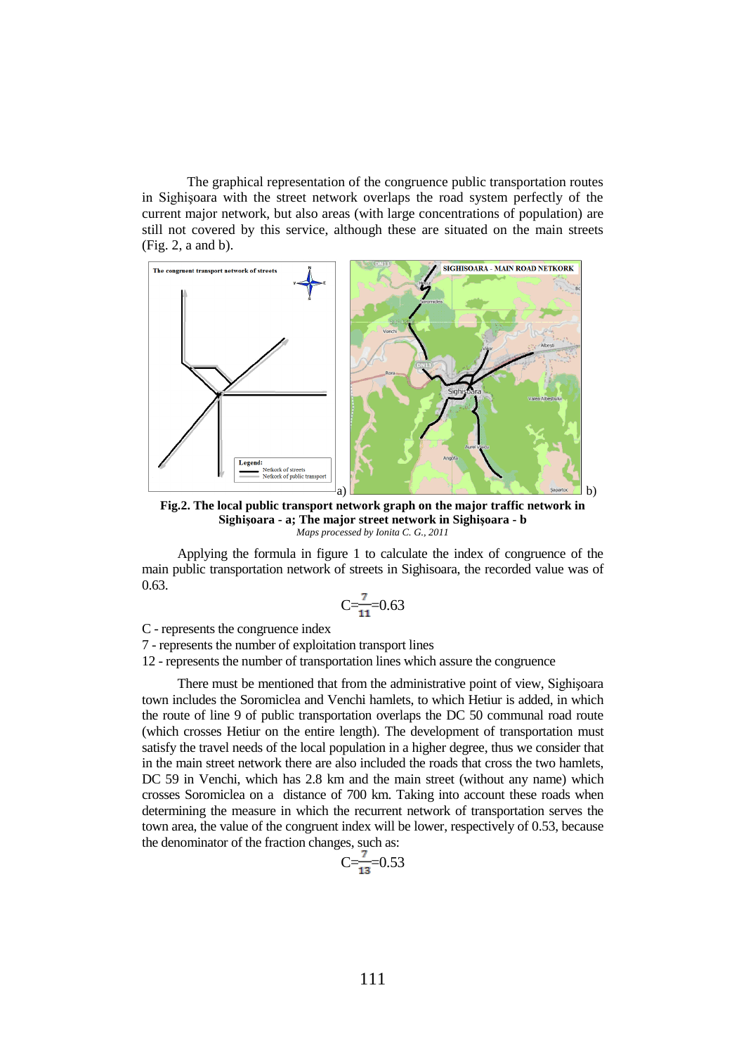The graphical representation of the congruence public transportation routes in Sighişoara with the street network overlaps the road system perfectly of the current major network, but also areas (with large concentrations of population) are still not covered by this service, although these are situated on the main streets (Fig. 2, a and b).

**Fig.2. The local public transport network graph on the major traffic network in Sighişoara - a; The major street network in Sighişoara - b**

*Maps processed by Ionita C. G., 2011*

Applying the formula in figure 1 to calculate the index of congruence of the main public transportation network of streets in Sighisoara, the recorded value was of 0.63.

$$C=\frac{7}{11}=0.63$$

C - represents the congruence index

7 - represents the number of exploitation transport lines

12 - represents the number of transportation lines which assure the congruence

There must be mentioned that from the administrative point of view, Sighişoara town includes the Soromiclea and Venchi hamlets, to which Hetiur is added, in which the route of line 9 of public transportation overlaps the DC 50 communal road route (which crosses Hetiur on the entire length). The development of transportation must satisfy the travel needs of the local population in a higher degree, thus we consider that in the main street network there are also included the roads that cross the two hamlets, DC 59 in Venchi, which has 2.8 km and the main street (without any name) which crosses Soromiclea on a distance of 700 km. Taking into account these roads when determining the measure in which the recurrent network of transportation serves the town area, the value of the congruent index will be lower, respectively of 0.53, because the denominator of the fraction changes, such as:

$$C=\frac{7}{13}=0.53$$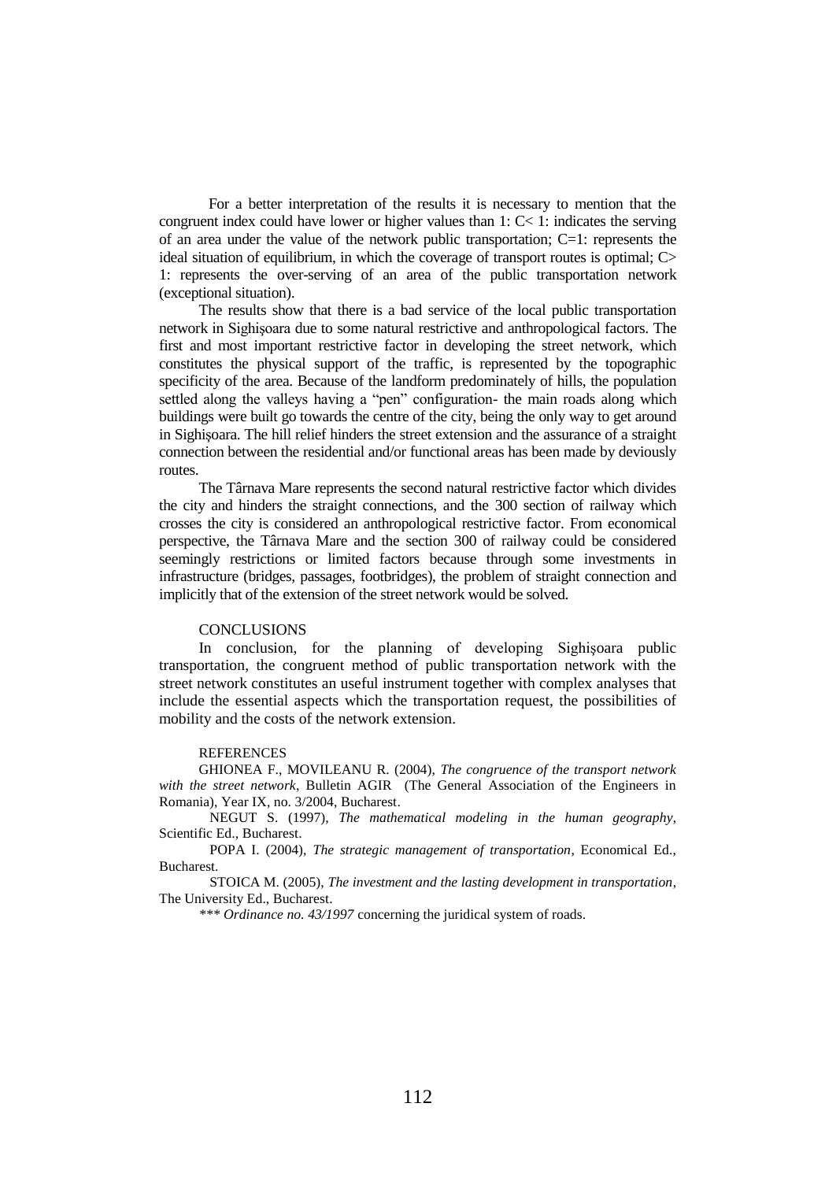For a better interpretation of the results it is necessary to mention that the congruent index could have lower or higher values than 1: $C< 1$: indicates the serving of an area under the value of the network public transportation; $C=1$: represents the ideal situation of equilibrium, in which the coverage of transport routes is optimal; $C> 1$: represents the over-serving of an area of the public transportation network (exceptional situation).

The results show that there is a bad service of the local public transportation network in Sighişoara due to some natural restrictive and anthropological factors. The first and most important restrictive factor in developing the street network, which constitutes the physical support of the traffic, is represented by the topographic specificity of the area. Because of the landform predominately of hills, the population settled along the valleys having a "pen" configuration- the main roads along which buildings were built go towards the centre of the city, being the only way to get around in Sighişoara. The hill relief hinders the street extension and the assurance of a straight connection between the residential and/or functional areas has been made by deviously routes.

The Târnava Mare represents the second natural restrictive factor which divides the city and hinders the straight connections, and the 300 section of railway which crosses the city is considered an anthropological restrictive factor. From economical perspective, the Târnava Mare and the section 300 of railway could be considered seemingly restrictions or limited factors because through some investments in infrastructure (bridges, passages, footbridges), the problem of straight connection and implicitly that of the extension of the street network would be solved.

## CONCLUSIONS

In conclusion, for the planning of developing Sighişoara public transportation, the congruent method of public transportation network with the street network constitutes an useful instrument together with complex analyses that include the essential aspects which the transportation request, the possibilities of mobility and the costs of the network extension.

## REFERENCES

GHIONEA F., MOVILEANU R. (2004), *The congruence of the transport network with the street network*, Bulletin AGIR (The General Association of the Engineers in Romania), Year IX, no. 3/2004, Bucharest.

NEGUT S. (1997), *The mathematical modeling in the human geography*, Scientific Ed., Bucharest.

POPA I. (2004), *The strategic management of transportation*, Economical Ed., Bucharest.

STOICA M. (2005), *The investment and the lasting development in transportation*, The University Ed., Bucharest.

\*\*\* *Ordinance no. 43/1997* concerning the juridical system of roads.